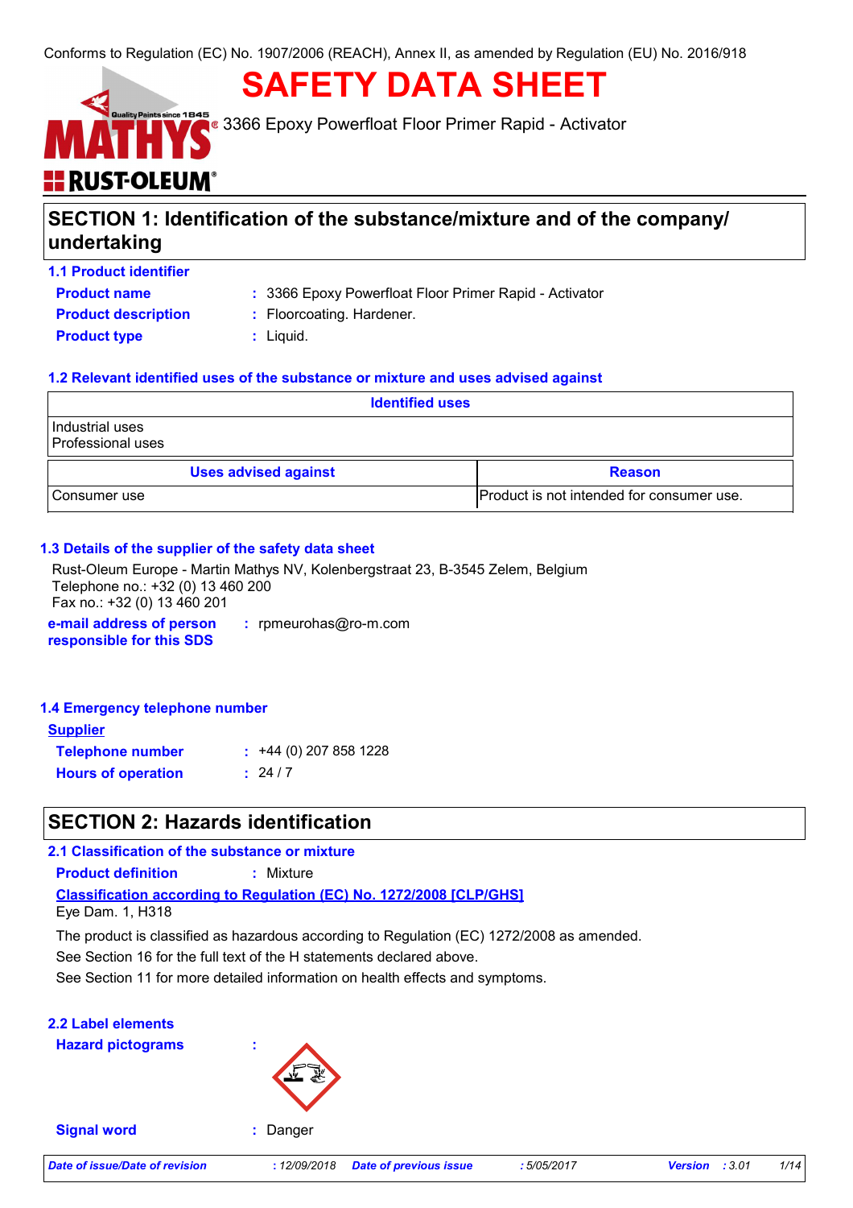Conforms to Regulation (EC) No. 1907/2006 (REACH), Annex II, as amended by Regulation (EU) No. 2016/918

# SAFETY DATA SHEET

3366 Epoxy Powerfloat Floor Primer Rapid - Activator

## SECTION 1: Identification of the substance/mixture and of the company/ undertaking

### 1.1 Product identifier

**Product name** : 3366 Epoxy Powerfloat Floor Primer Rapid - Activator

**Product description** : Floorcoating. Hardener.

**Product type** : Liquid.

### 1.2 Relevant identified uses of the substance or mixture and uses advised against

| Identified uses |
|---|
| Industrial uses<br>Professional uses |

| Uses advised against | Reason |
|---|---|
| Consumer use | Product is not intended for consumer use. |

### 1.3 Details of the supplier of the safety data sheet

Rust-Oleum Europe - Martin Mathys NV, Kolenbergstraat 23, B-3545 Zelem, Belgium
Telephone no.: +32 (0) 13 460 200
Fax no.: +32 (0) 13 460 201

**e-mail address of person responsible for this SDS** : rpmeurohas@ro-m.com

### 1.4 Emergency telephone number

**Supplier**

**Telephone number** : +44 (0) 207 858 1228

**Hours of operation** : 24 / 7

## SECTION 2: Hazards identification

### 2.1 Classification of the substance or mixture

**Product definition** : Mixture

**Classification according to Regulation (EC) No. 1272/2008 [CLP/GHS]**

Eye Dam. 1, H318

The product is classified as hazardous according to Regulation (EC) 1272/2008 as amended.

See Section 16 for the full text of the H statements declared above.

See Section 11 for more detailed information on health effects and symptoms.

### 2.2 Label elements

**Hazard pictograms** :

**Signal word** : Danger

| Date of issue/Date of revision | : 12/09/2018 | Date of previous issue | : 5/05/2017 | Version | : 3.01 |
|---|---|---|---|---|---|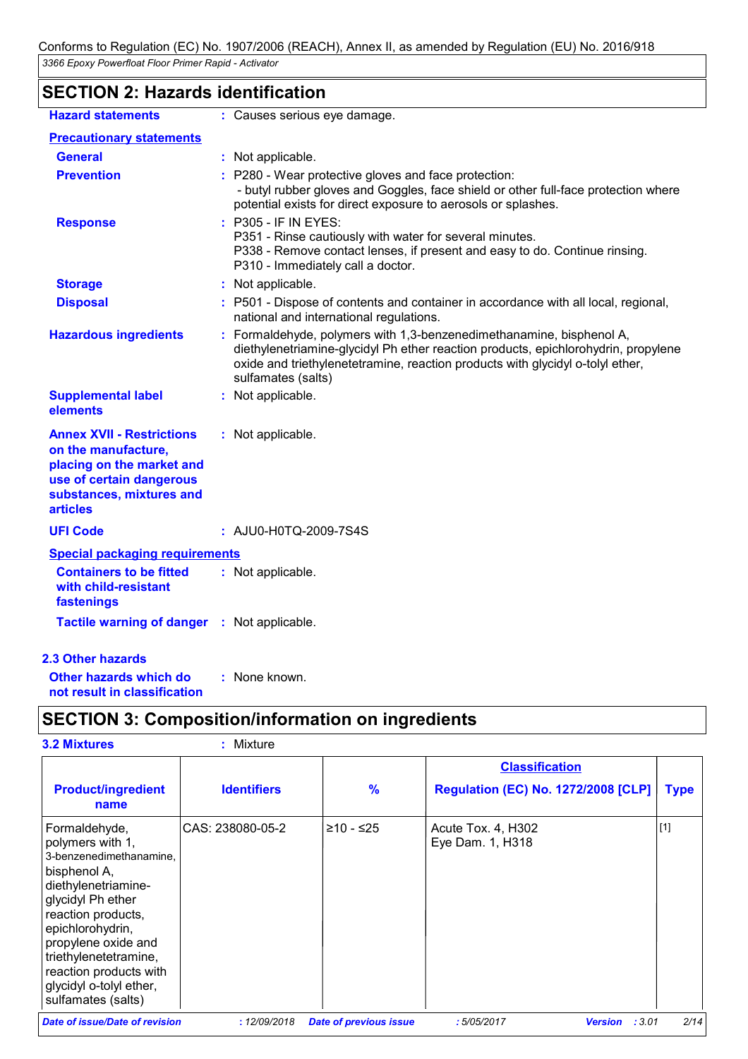## SECTION 2: Hazards identification

**Hazard statements** : Causes serious eye damage.

**Precautionary statements**

**General** : Not applicable.

**Prevention** : P280 - Wear protective gloves and face protection:
- butyl rubber gloves and Goggles, face shield or other full-face protection where potential exists for direct exposure to aerosols or splashes.

**Response** : P305 - IF IN EYES:
P351 - Rinse cautiously with water for several minutes.
P338 - Remove contact lenses, if present and easy to do. Continue rinsing.
P310 - Immediately call a doctor.

**Storage** : Not applicable.

**Disposal** : P501 - Dispose of contents and container in accordance with all local, regional, national and international regulations.

**Hazardous ingredients** : Formaldehyde, polymers with 1,3-benzenedimethanamine, bisphenol A, diethylenetriamine-glycidyl Ph ether reaction products, epichlorohydrin, propylene oxide and triethylenetetramine, reaction products with glycidyl o-tolyl ether, sulfamates (salts)

**Supplemental label elements** : Not applicable.

**Annex XVII - Restrictions on the manufacture, placing on the market and use of certain dangerous substances, mixtures and articles** : Not applicable.

**UFI Code** : AJU0-H0TQ-2009-7S4S

**Special packaging requirements**

**Containers to be fitted with child-resistant fastenings** : Not applicable.

**Tactile warning of danger** : Not applicable.

### 2.3 Other hazards

**Other hazards which do not result in classification** : None known.

## SECTION 3: Composition/information on ingredients

**3.2 Mixtures** : Mixture

| Product/ingredient name | Identifiers | % | Classification Regulation (EC) No. 1272/2008 [CLP] | Type |
|---|---|---|---|---|
| Formaldehyde, polymers with 1, 3-benzenedimethanamine, bisphenol A, diethylenetriamine-glycidyl Ph ether reaction products, epichlorohydrin, propylene oxide and triethylenetetramine, reaction products with glycidyl o-tolyl ether, sulfamates (salts) | CAS: 238080-05-2 | ≥10 - ≤25 | Acute Tox. 4, H302<br>Eye Dam. 1, H318 | [1] |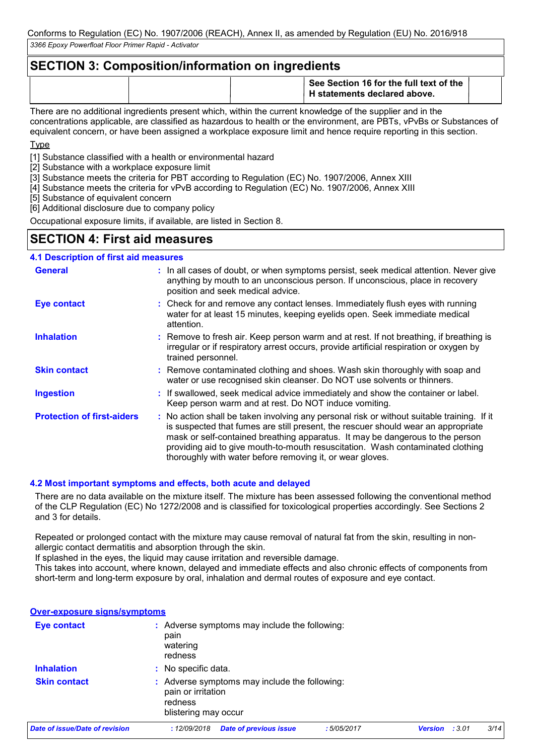## SECTION 3: Composition/information on ingredients

| | | | See Section 16 for the full text of the H statements declared above. | |
|---|---|---|---|---|

There are no additional ingredients present which, within the current knowledge of the supplier and in the concentrations applicable, are classified as hazardous to health or the environment, are PBTs, vPvBs or Substances of equivalent concern, or have been assigned a workplace exposure limit and hence require reporting in this section.

Type

[1] Substance classified with a health or environmental hazard
[2] Substance with a workplace exposure limit
[3] Substance meets the criteria for PBT according to Regulation (EC) No. 1907/2006, Annex XIII
[4] Substance meets the criteria for vPvB according to Regulation (EC) No. 1907/2006, Annex XIII
[5] Substance of equivalent concern
[6] Additional disclosure due to company policy

Occupational exposure limits, if available, are listed in Section 8.

## SECTION 4: First aid measures

### 4.1 Description of first aid measures

**General** : In all cases of doubt, or when symptoms persist, seek medical attention. Never give anything by mouth to an unconscious person. If unconscious, place in recovery position and seek medical advice.

**Eye contact** : Check for and remove any contact lenses. Immediately flush eyes with running water for at least 15 minutes, keeping eyelids open. Seek immediate medical attention.

**Inhalation** : Remove to fresh air. Keep person warm and at rest. If not breathing, if breathing is irregular or if respiratory arrest occurs, provide artificial respiration or oxygen by trained personnel.

**Skin contact** : Remove contaminated clothing and shoes. Wash skin thoroughly with soap and water or use recognised skin cleanser. Do NOT use solvents or thinners.

**Ingestion** : If swallowed, seek medical advice immediately and show the container or label. Keep person warm and at rest. Do NOT induce vomiting.

**Protection of first-aiders** : No action shall be taken involving any personal risk or without suitable training. If it is suspected that fumes are still present, the rescuer should wear an appropriate mask or self-contained breathing apparatus. It may be dangerous to the person providing aid to give mouth-to-mouth resuscitation. Wash contaminated clothing thoroughly with water before removing it, or wear gloves.

### 4.2 Most important symptoms and effects, both acute and delayed

There are no data available on the mixture itself. The mixture has been assessed following the conventional method of the CLP Regulation (EC) No 1272/2008 and is classified for toxicological properties accordingly. See Sections 2 and 3 for details.

Repeated or prolonged contact with the mixture may cause removal of natural fat from the skin, resulting in non-allergic contact dermatitis and absorption through the skin.
If splashed in the eyes, the liquid may cause irritation and reversible damage.
This takes into account, where known, delayed and immediate effects and also chronic effects of components from short-term and long-term exposure by oral, inhalation and dermal routes of exposure and eye contact.

**Over-exposure signs/symptoms**

**Eye contact** : Adverse symptoms may include the following:
pain
watering
redness

**Inhalation** : No specific data.

**Skin contact** : Adverse symptoms may include the following:
pain or irritation
redness
blistering may occur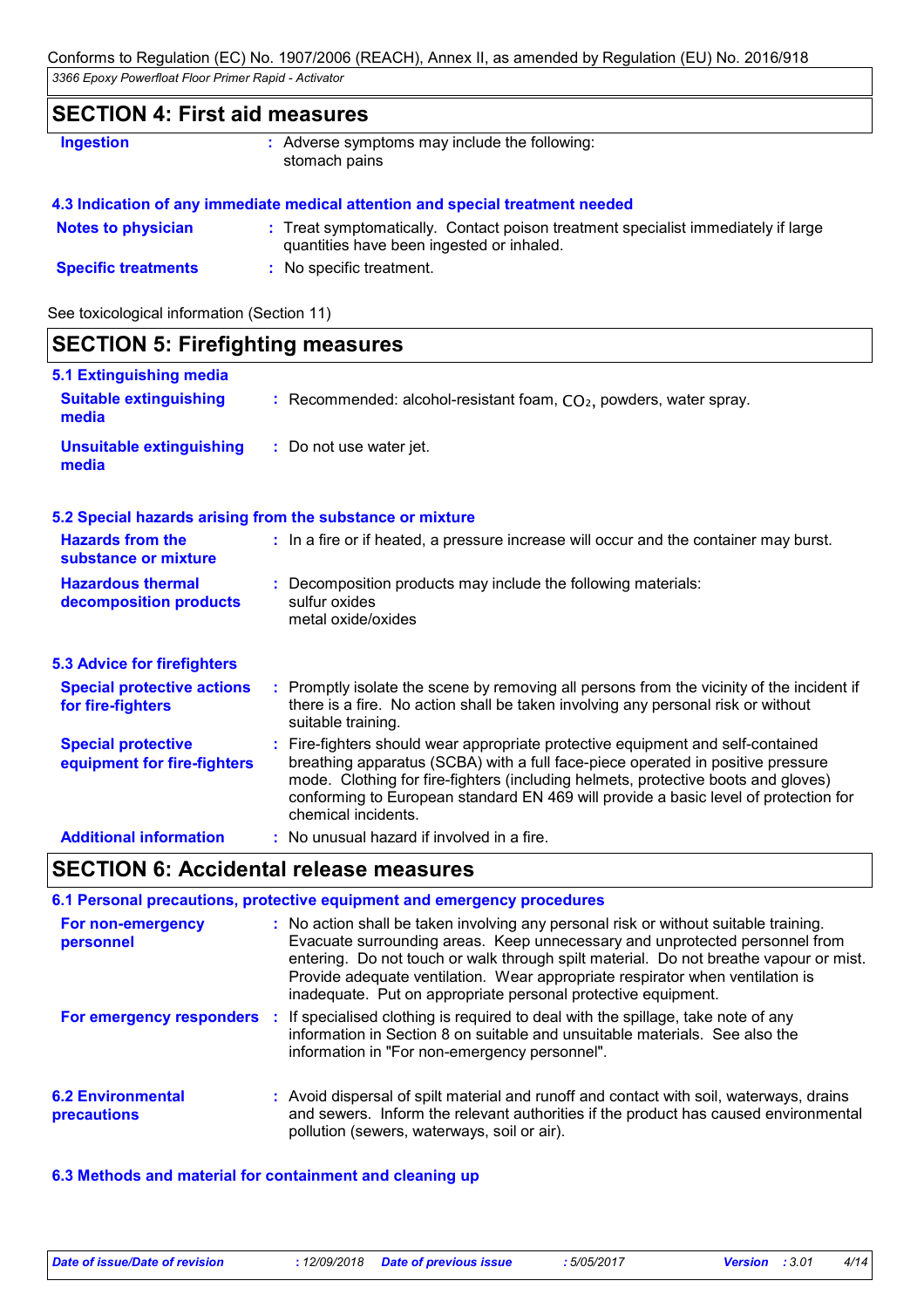## SECTION 4: First aid measures

| | |
|---|---|
| **Ingestion** | : Adverse symptoms may include the following: stomach pains |

### 4.3 Indication of any immediate medical attention and special treatment needed

| | |
|---|---|
| **Notes to physician** | : Treat symptomatically. Contact poison treatment specialist immediately if large quantities have been ingested or inhaled. |
| **Specific treatments** | : No specific treatment. |

See toxicological information (Section 11)

## SECTION 5: Firefighting measures

### 5.1 Extinguishing media

| | |
|---|---|
| **Suitable extinguishing media** | : Recommended: alcohol-resistant foam, $CO_2$, powders, water spray. |
| **Unsuitable extinguishing media** | : Do not use water jet. |

### 5.2 Special hazards arising from the substance or mixture

| | |
|---|---|
| **Hazards from the substance or mixture** | : In a fire or if heated, a pressure increase will occur and the container may burst. |
| **Hazardous thermal decomposition products** | : Decomposition products may include the following materials: sulfur oxides metal oxide/oxides |

### 5.3 Advice for firefighters

| | |
|---|---|
| **Special protective actions for fire-fighters** | : Promptly isolate the scene by removing all persons from the vicinity of the incident if there is a fire. No action shall be taken involving any personal risk or without suitable training. |
| **Special protective equipment for fire-fighters** | : Fire-fighters should wear appropriate protective equipment and self-contained breathing apparatus (SCBA) with a full face-piece operated in positive pressure mode. Clothing for fire-fighters (including helmets, protective boots and gloves) conforming to European standard EN 469 will provide a basic level of protection for chemical incidents. |
| **Additional information** | : No unusual hazard if involved in a fire. |

## SECTION 6: Accidental release measures

### 6.1 Personal precautions, protective equipment and emergency procedures

| | |
|---|---|
| **For non-emergency personnel** | : No action shall be taken involving any personal risk or without suitable training. Evacuate surrounding areas. Keep unnecessary and unprotected personnel from entering. Do not touch or walk through spilt material. Do not breathe vapour or mist. Provide adequate ventilation. Wear appropriate respirator when ventilation is inadequate. Put on appropriate personal protective equipment. |
| **For emergency responders** | : If specialised clothing is required to deal with the spillage, take note of any information in Section 8 on suitable and unsuitable materials. See also the information in "For non-emergency personnel". |

| | |
|---|---|
| **6.2 Environmental precautions** | : Avoid dispersal of spilt material and runoff and contact with soil, waterways, drains and sewers. Inform the relevant authorities if the product has caused environmental pollution (sewers, waterways, soil or air). |

### 6.3 Methods and material for containment and cleaning up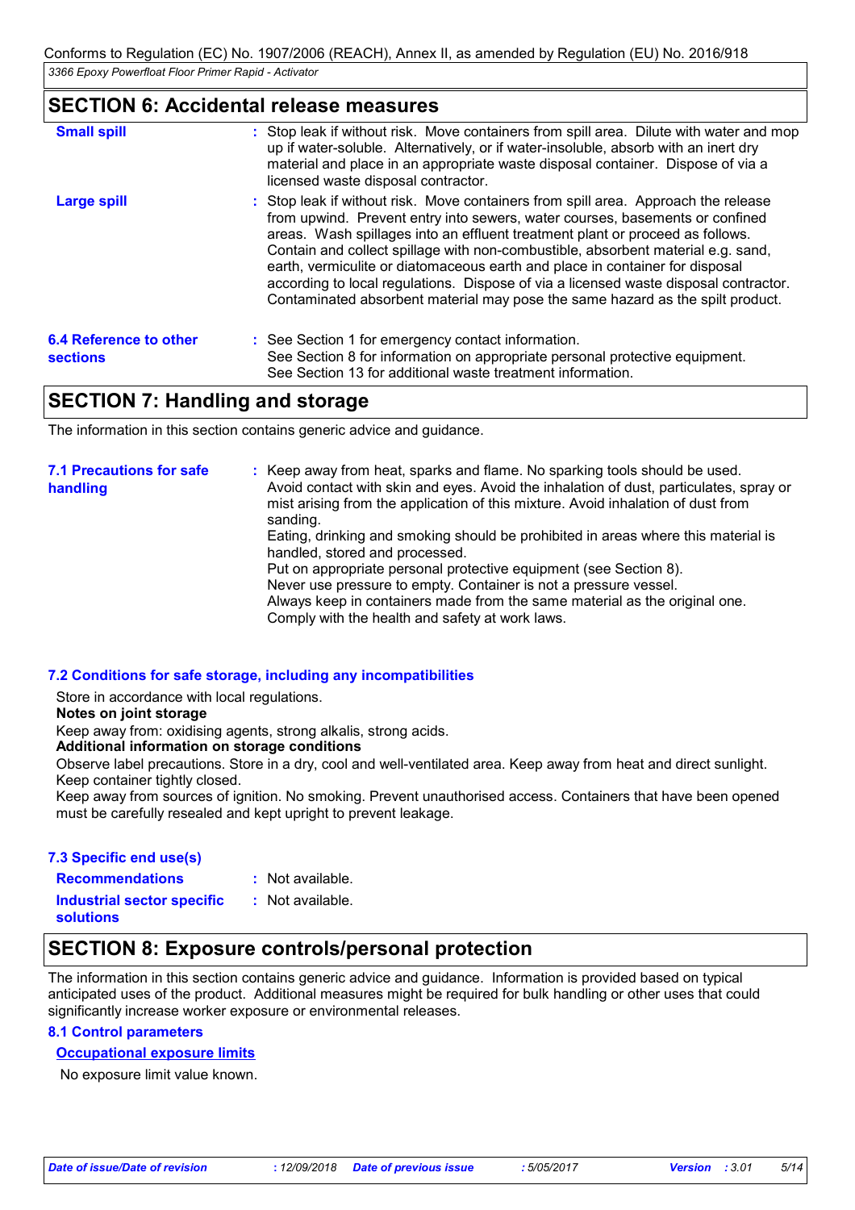## SECTION 6: Accidental release measures

| | |
|---|---|
| **Small spill** | : Stop leak if without risk. Move containers from spill area. Dilute with water and mop up if water-soluble. Alternatively, or if water-insoluble, absorb with an inert dry material and place in an appropriate waste disposal container. Dispose of via a licensed waste disposal contractor. |
| **Large spill** | : Stop leak if without risk. Move containers from spill area. Approach the release from upwind. Prevent entry into sewers, water courses, basements or confined areas. Wash spillages into an effluent treatment plant or proceed as follows. Contain and collect spillage with non-combustible, absorbent material e.g. sand, earth, vermiculite or diatomaceous earth and place in container for disposal according to local regulations. Dispose of via a licensed waste disposal contractor. Contaminated absorbent material may pose the same hazard as the spilt product. |
| **6.4 Reference to other sections** | : See Section 1 for emergency contact information. See Section 8 for information on appropriate personal protective equipment. See Section 13 for additional waste treatment information. |

## SECTION 7: Handling and storage

The information in this section contains generic advice and guidance.

| | |
|---|---|
| **7.1 Precautions for safe handling** | : Keep away from heat, sparks and flame. No sparking tools should be used. Avoid contact with skin and eyes. Avoid the inhalation of dust, particulates, spray or mist arising from the application of this mixture. Avoid inhalation of dust from sanding. Eating, drinking and smoking should be prohibited in areas where this material is handled, stored and processed. Put on appropriate personal protective equipment (see Section 8). Never use pressure to empty. Container is not a pressure vessel. Always keep in containers made from the same material as the original one. Comply with the health and safety at work laws. |

### 7.2 Conditions for safe storage, including any incompatibilities

Store in accordance with local regulations.

**Notes on joint storage**

Keep away from: oxidising agents, strong alkalis, strong acids.

**Additional information on storage conditions**

Observe label precautions. Store in a dry, cool and well-ventilated area. Keep away from heat and direct sunlight. Keep container tightly closed.

Keep away from sources of ignition. No smoking. Prevent unauthorised access. Containers that have been opened must be carefully resealed and kept upright to prevent leakage.

### 7.3 Specific end use(s)

| | |
|---|---|
| **Recommendations** | : Not available. |
| **Industrial sector specific solutions** | : Not available. |

## SECTION 8: Exposure controls/personal protection

The information in this section contains generic advice and guidance. Information is provided based on typical anticipated uses of the product. Additional measures might be required for bulk handling or other uses that could significantly increase worker exposure or environmental releases.

### 8.1 Control parameters

**Occupational exposure limits**

No exposure limit value known.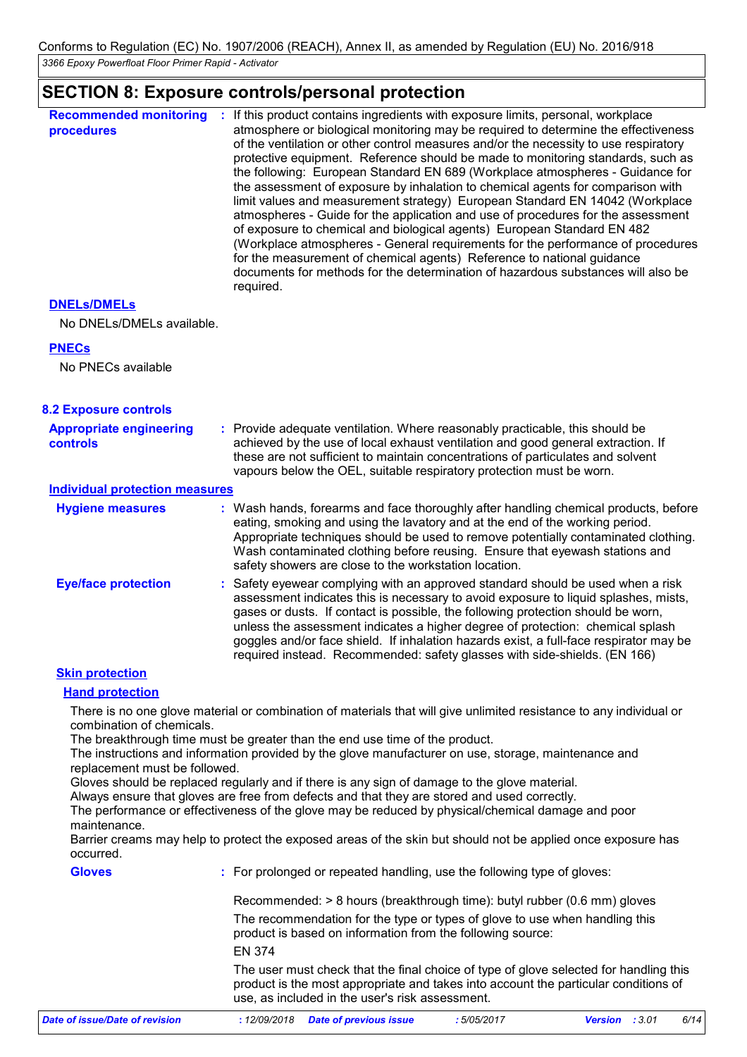## SECTION 8: Exposure controls/personal protection

**Recommended monitoring procedures** : If this product contains ingredients with exposure limits, personal, workplace atmosphere or biological monitoring may be required to determine the effectiveness of the ventilation or other control measures and/or the necessity to use respiratory protective equipment. Reference should be made to monitoring standards, such as the following: European Standard EN 689 (Workplace atmospheres - Guidance for the assessment of exposure by inhalation to chemical agents for comparison with limit values and measurement strategy) European Standard EN 14042 (Workplace atmospheres - Guide for the application and use of procedures for the assessment of exposure to chemical and biological agents) European Standard EN 482 (Workplace atmospheres - General requirements for the performance of procedures for the measurement of chemical agents) Reference to national guidance documents for methods for the determination of hazardous substances will also be required.

**DNELs/DMELs**

No DNELs/DMELs available.

**PNECs**

No PNECs available

### 8.2 Exposure controls

**Appropriate engineering controls** : Provide adequate ventilation. Where reasonably practicable, this should be achieved by the use of local exhaust ventilation and good general extraction. If these are not sufficient to maintain concentrations of particulates and solvent vapours below the OEL, suitable respiratory protection must be worn.

**Individual protection measures**

**Hygiene measures** : Wash hands, forearms and face thoroughly after handling chemical products, before eating, smoking and using the lavatory and at the end of the working period. Appropriate techniques should be used to remove potentially contaminated clothing. Wash contaminated clothing before reusing. Ensure that eyewash stations and safety showers are close to the workstation location.

**Eye/face protection** : Safety eyewear complying with an approved standard should be used when a risk assessment indicates this is necessary to avoid exposure to liquid splashes, mists, gases or dusts. If contact is possible, the following protection should be worn, unless the assessment indicates a higher degree of protection: chemical splash goggles and/or face shield. If inhalation hazards exist, a full-face respirator may be required instead. Recommended: safety glasses with side-shields. (EN 166)

**Skin protection**

**Hand protection**

There is no one glove material or combination of materials that will give unlimited resistance to any individual or combination of chemicals.
The breakthrough time must be greater than the end use time of the product.
The instructions and information provided by the glove manufacturer on use, storage, maintenance and replacement must be followed.
Gloves should be replaced regularly and if there is any sign of damage to the glove material.
Always ensure that gloves are free from defects and that they are stored and used correctly.
The performance or effectiveness of the glove may be reduced by physical/chemical damage and poor maintenance.
Barrier creams may help to protect the exposed areas of the skin but should not be applied once exposure has occurred.

**Gloves** : For prolonged or repeated handling, use the following type of gloves:

Recommended: > 8 hours (breakthrough time): butyl rubber (0.6 mm) gloves

The recommendation for the type or types of glove to use when handling this product is based on information from the following source:

EN 374

The user must check that the final choice of type of glove selected for handling this product is the most appropriate and takes into account the particular conditions of use, as included in the user's risk assessment.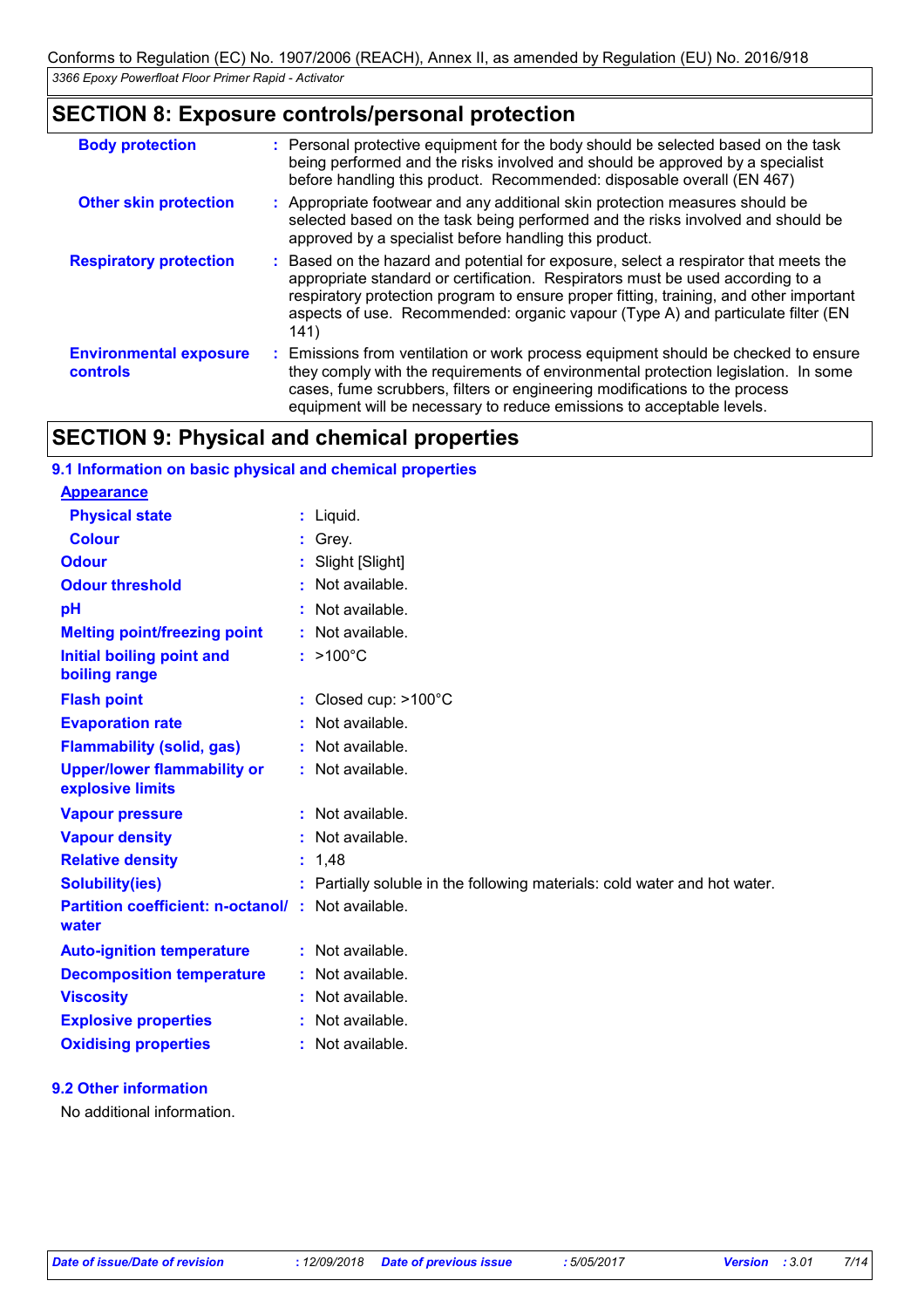## SECTION 8: Exposure controls/personal protection

| | |
|---|---|
| **Body protection** | : Personal protective equipment for the body should be selected based on the task being performed and the risks involved and should be approved by a specialist before handling this product. Recommended: disposable overall (EN 467) |
| **Other skin protection** | : Appropriate footwear and any additional skin protection measures should be selected based on the task being performed and the risks involved and should be approved by a specialist before handling this product. |
| **Respiratory protection** | : Based on the hazard and potential for exposure, select a respirator that meets the appropriate standard or certification. Respirators must be used according to a respiratory protection program to ensure proper fitting, training, and other important aspects of use. Recommended: organic vapour (Type A) and particulate filter (EN 141) |
| **Environmental exposure controls** | : Emissions from ventilation or work process equipment should be checked to ensure they comply with the requirements of environmental protection legislation. In some cases, fume scrubbers, filters or engineering modifications to the process equipment will be necessary to reduce emissions to acceptable levels. |

## SECTION 9: Physical and chemical properties

### 9.1 Information on basic physical and chemical properties

**Appearance**

| | |
|---|---|
| **Physical state** | : Liquid. |
| **Colour** | : Grey. |
| **Odour** | : Slight [Slight] |
| **Odour threshold** | : Not available. |
| **pH** | : Not available. |
| **Melting point/freezing point** | : Not available. |
| **Initial boiling point and boiling range** | : >100°C |
| **Flash point** | : Closed cup: >100°C |
| **Evaporation rate** | : Not available. |
| **Flammability (solid, gas)** | : Not available. |
| **Upper/lower flammability or explosive limits** | : Not available. |
| **Vapour pressure** | : Not available. |
| **Vapour density** | : Not available. |
| **Relative density** | : 1,48 |
| **Solubility(ies)** | : Partially soluble in the following materials: cold water and hot water. |
| **Partition coefficient: n-octanol/ water** | : Not available. |
| **Auto-ignition temperature** | : Not available. |
| **Decomposition temperature** | : Not available. |
| **Viscosity** | : Not available. |
| **Explosive properties** | : Not available. |
| **Oxidising properties** | : Not available. |

### 9.2 Other information

No additional information.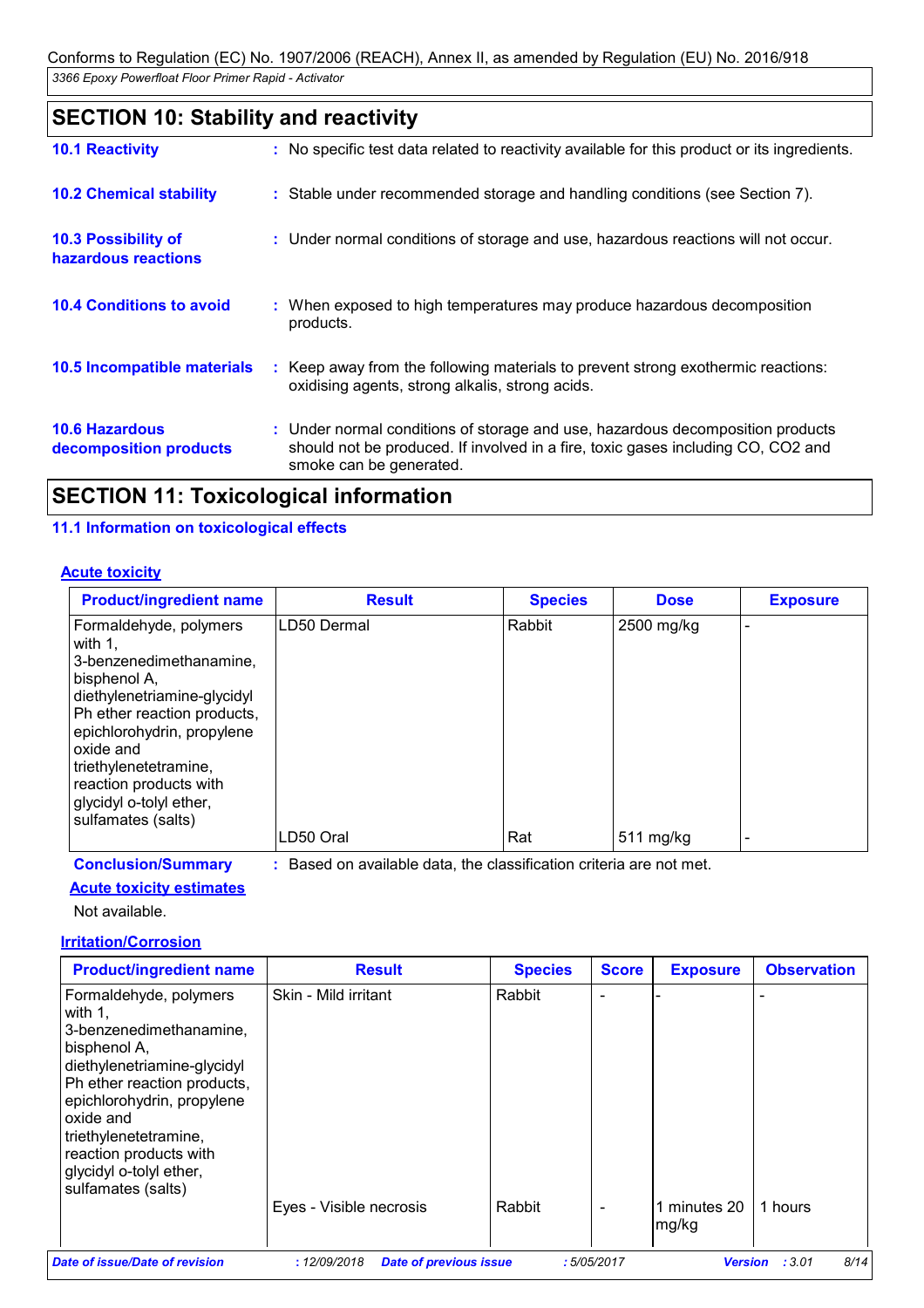## SECTION 10: Stability and reactivity

**10.1 Reactivity** : No specific test data related to reactivity available for this product or its ingredients.

**10.2 Chemical stability** : Stable under recommended storage and handling conditions (see Section 7).

**10.3 Possibility of hazardous reactions** : Under normal conditions of storage and use, hazardous reactions will not occur.

**10.4 Conditions to avoid** : When exposed to high temperatures may produce hazardous decomposition products.

**10.5 Incompatible materials** : Keep away from the following materials to prevent strong exothermic reactions: oxidising agents, strong alkalis, strong acids.

**10.6 Hazardous decomposition products** : Under normal conditions of storage and use, hazardous decomposition products should not be produced. If involved in a fire, toxic gases including CO, CO2 and smoke can be generated.

## SECTION 11: Toxicological information

### 11.1 Information on toxicological effects

**Acute toxicity**

| Product/ingredient name | Result | Species | Dose | Exposure |
|---|---|---|---|---|
| Formaldehyde, polymers with 1, 3-benzenedimethanamine, bisphenol A, diethylenetriamine-glycidyl Ph ether reaction products, epichlorohydrin, propylene oxide and triethylenetetramine, reaction products with glycidyl o-tolyl ether, sulfamates (salts) | LD50 Dermal | Rabbit | 2500 mg/kg | - |
| | LD50 Oral | Rat | 511 mg/kg | - |

**Conclusion/Summary** : Based on available data, the classification criteria are not met.

**Acute toxicity estimates**

Not available.

**Irritation/Corrosion**

| Product/ingredient name | Result | Species | Score | Exposure | Observation |
|---|---|---|---|---|---|
| Formaldehyde, polymers with 1, 3-benzenedimethanamine, bisphenol A, diethylenetriamine-glycidyl Ph ether reaction products, epichlorohydrin, propylene oxide and triethylenetetramine, reaction products with glycidyl o-tolyl ether, sulfamates (salts) | Skin - Mild irritant | Rabbit | - | - | - |
| | Eyes - Visible necrosis | Rabbit | - | 1 minutes 20 mg/kg | 1 hours |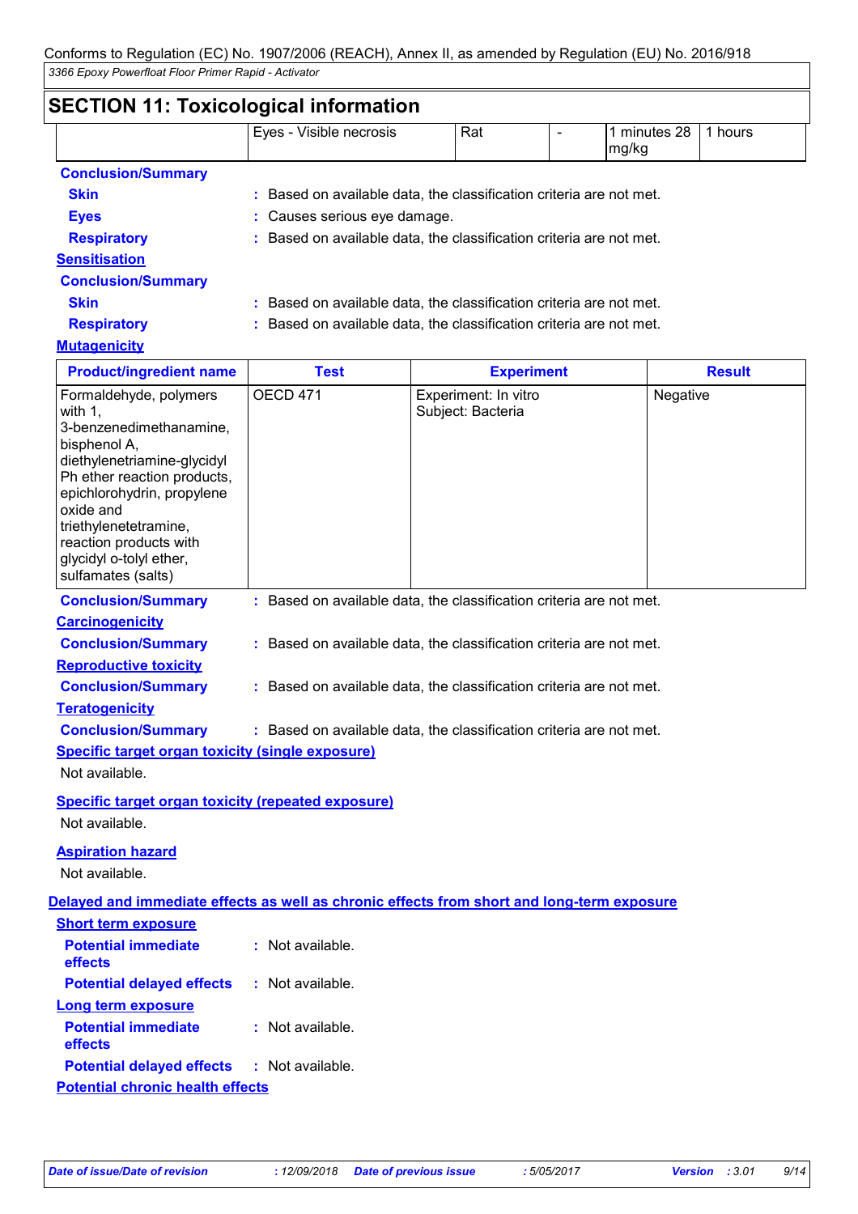## SECTION 11: Toxicological information

| | | | | | |
|---|---|---|---|---|---|
| | Eyes - Visible necrosis | Rat | - | 1 minutes 28 mg/kg | 1 hours |

**Conclusion/Summary**

**Skin** : Based on available data, the classification criteria are not met.

**Eyes** : Causes serious eye damage.

**Respiratory** : Based on available data, the classification criteria are not met.

**Sensitisation**

**Conclusion/Summary**

**Skin** : Based on available data, the classification criteria are not met.

**Respiratory** : Based on available data, the classification criteria are not met.

**Mutagenicity**

| Product/ingredient name | Test | Experiment | Result |
|---|---|---|---|
| Formaldehyde, polymers with 1, 3-benzenedimethanamine, bisphenol A, diethylenetriamine-glycidyl Ph ether reaction products, epichlorohydrin, propylene oxide and triethylenetetramine, reaction products with glycidyl o-tolyl ether, sulfamates (salts) | OECD 471 | Experiment: In vitro Subject: Bacteria | Negative |

**Conclusion/Summary** : Based on available data, the classification criteria are not met.

**Carcinogenicity**

**Conclusion/Summary** : Based on available data, the classification criteria are not met.

**Reproductive toxicity**

**Conclusion/Summary** : Based on available data, the classification criteria are not met.

**Teratogenicity**

**Conclusion/Summary** : Based on available data, the classification criteria are not met.

**Specific target organ toxicity (single exposure)**

Not available.

**Specific target organ toxicity (repeated exposure)**

Not available.

**Aspiration hazard**

Not available.

**Delayed and immediate effects as well as chronic effects from short and long-term exposure**

**Short term exposure**

**Potential immediate effects** : Not available.

**Potential delayed effects** : Not available.

**Long term exposure**

**Potential immediate effects** : Not available.

**Potential delayed effects** : Not available.

**Potential chronic health effects**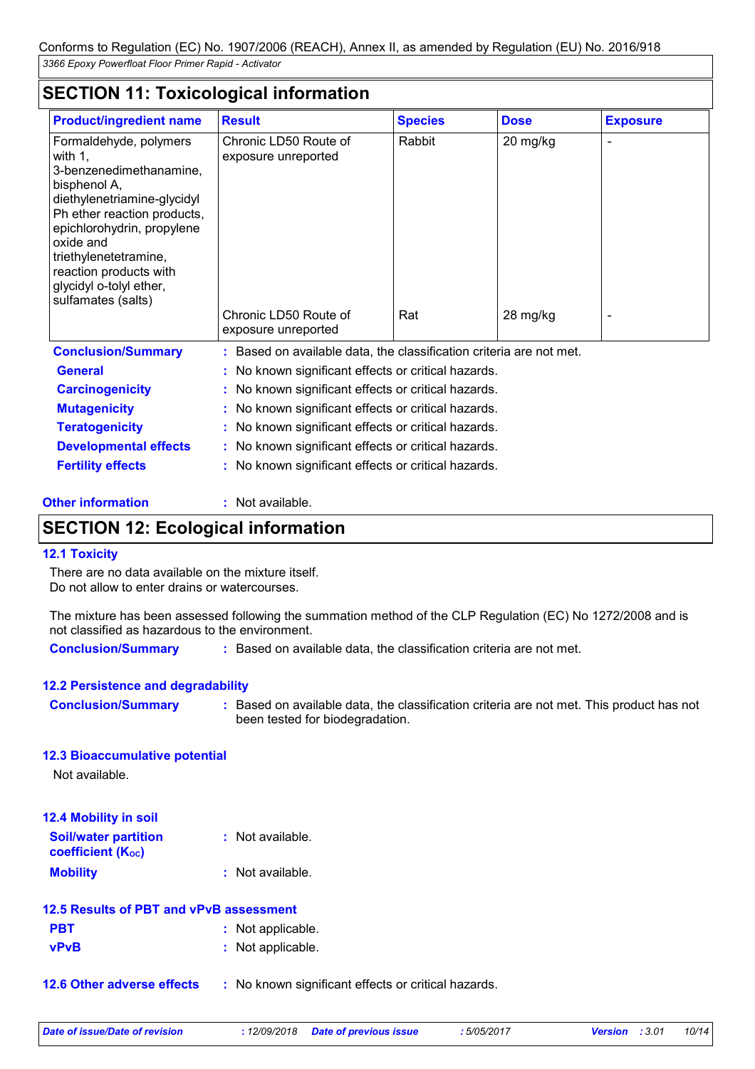## SECTION 11: Toxicological information

| Product/ingredient name | Result | Species | Dose | Exposure |
| --- | --- | --- | --- | --- |
| Formaldehyde, polymers with 1, 3-benzenedimethanamine, bisphenol A, diethylenetriamine-glycidyl Ph ether reaction products, epichlorohydrin, propylene oxide and triethylenetetramine, reaction products with glycidyl o-tolyl ether, sulfamates (salts) | Chronic LD50 Route of exposure unreported | Rabbit | 20 mg/kg | - |
| | Chronic LD50 Route of exposure unreported | Rat | 28 mg/kg | - |

**Conclusion/Summary** : Based on available data, the classification criteria are not met.

**General** : No known significant effects or critical hazards.

**Carcinogenicity** : No known significant effects or critical hazards.

**Mutagenicity** : No known significant effects or critical hazards.

**Teratogenicity** : No known significant effects or critical hazards.

**Developmental effects** : No known significant effects or critical hazards.

**Fertility effects** : No known significant effects or critical hazards.

**Other information** : Not available.

## SECTION 12: Ecological information

### 12.1 Toxicity

There are no data available on the mixture itself.
Do not allow to enter drains or watercourses.

The mixture has been assessed following the summation method of the CLP Regulation (EC) No 1272/2008 and is not classified as hazardous to the environment.

**Conclusion/Summary** : Based on available data, the classification criteria are not met.

### 12.2 Persistence and degradability

**Conclusion/Summary** : Based on available data, the classification criteria are not met. This product has not been tested for biodegradation.

### 12.3 Bioaccumulative potential

Not available.

### 12.4 Mobility in soil

**Soil/water partition coefficient ($K_{OC}$)** : Not available.

**Mobility** : Not available.

### 12.5 Results of PBT and vPvB assessment

**PBT** : Not applicable.

**vPvB** : Not applicable.

### 12.6 Other adverse effects

: No known significant effects or critical hazards.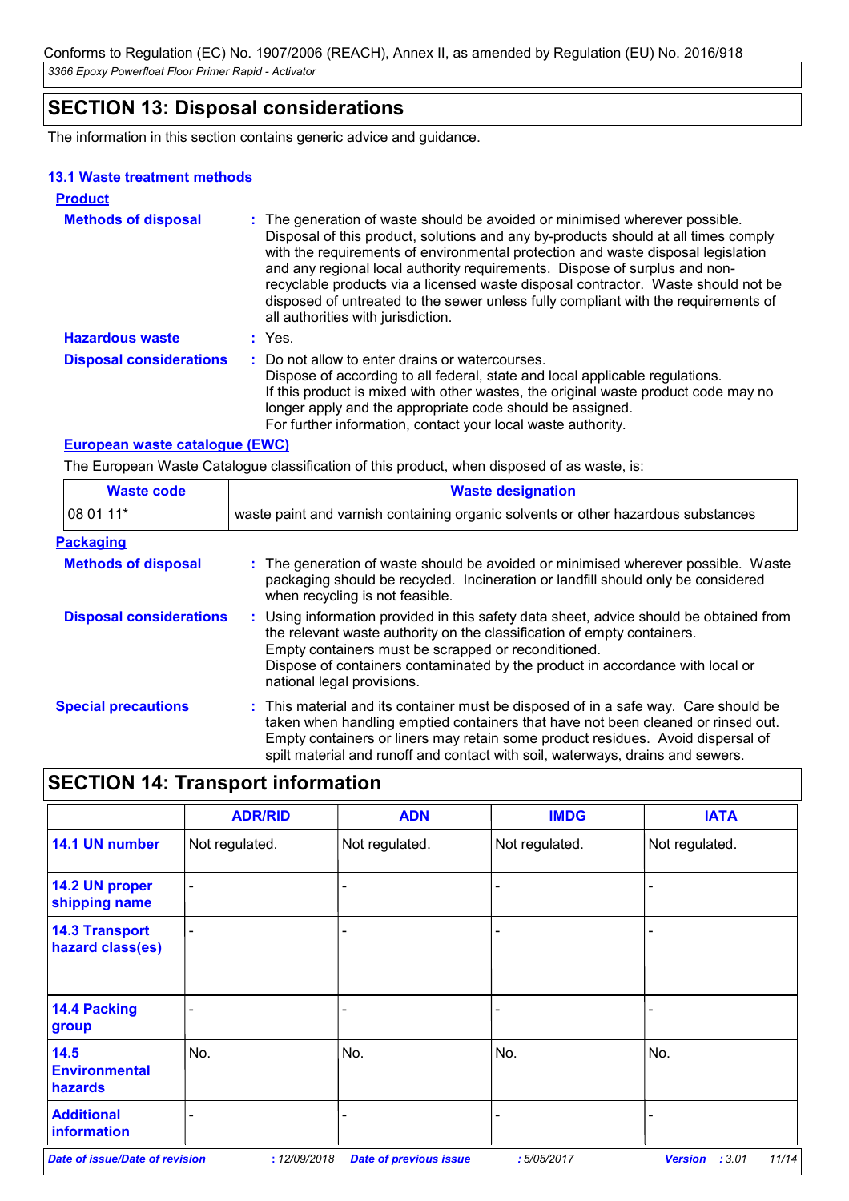## SECTION 13: Disposal considerations

The information in this section contains generic advice and guidance.

### 13.1 Waste treatment methods

**Product**

**Methods of disposal** : The generation of waste should be avoided or minimised wherever possible. Disposal of this product, solutions and any by-products should at all times comply with the requirements of environmental protection and waste disposal legislation and any regional local authority requirements. Dispose of surplus and non-recyclable products via a licensed waste disposal contractor. Waste should not be disposed of untreated to the sewer unless fully compliant with the requirements of all authorities with jurisdiction.

**Hazardous waste** : Yes.

**Disposal considerations** : Do not allow to enter drains or watercourses.
Dispose of according to all federal, state and local applicable regulations.
If this product is mixed with other wastes, the original waste product code may no longer apply and the appropriate code should be assigned.
For further information, contact your local waste authority.

**European waste catalogue (EWC)**

The European Waste Catalogue classification of this product, when disposed of as waste, is:

| Waste code | Waste designation |
|---|---|
| 08 01 11* | waste paint and varnish containing organic solvents or other hazardous substances |

**Packaging**

**Methods of disposal** : The generation of waste should be avoided or minimised wherever possible. Waste packaging should be recycled. Incineration or landfill should only be considered when recycling is not feasible.

**Disposal considerations** : Using information provided in this safety data sheet, advice should be obtained from the relevant waste authority on the classification of empty containers.
Empty containers must be scrapped or reconditioned.
Dispose of containers contaminated by the product in accordance with local or national legal provisions.

**Special precautions** : This material and its container must be disposed of in a safe way. Care should be taken when handling emptied containers that have not been cleaned or rinsed out. Empty containers or liners may retain some product residues. Avoid dispersal of spilt material and runoff and contact with soil, waterways, drains and sewers.

## SECTION 14: Transport information

| | ADR/RID | ADN | IMDG | IATA |
|---|---|---|---|---|
| **14.1 UN number** | Not regulated. | Not regulated. | Not regulated. | Not regulated. |
| **14.2 UN proper shipping name** | - | - | - | - |
| **14.3 Transport hazard class(es)** | - | - | - | - |
| **14.4 Packing group** | - | - | - | - |
| **14.5 Environmental hazards** | No. | No. | No. | No. |
| **Additional information** | - | - | - | - |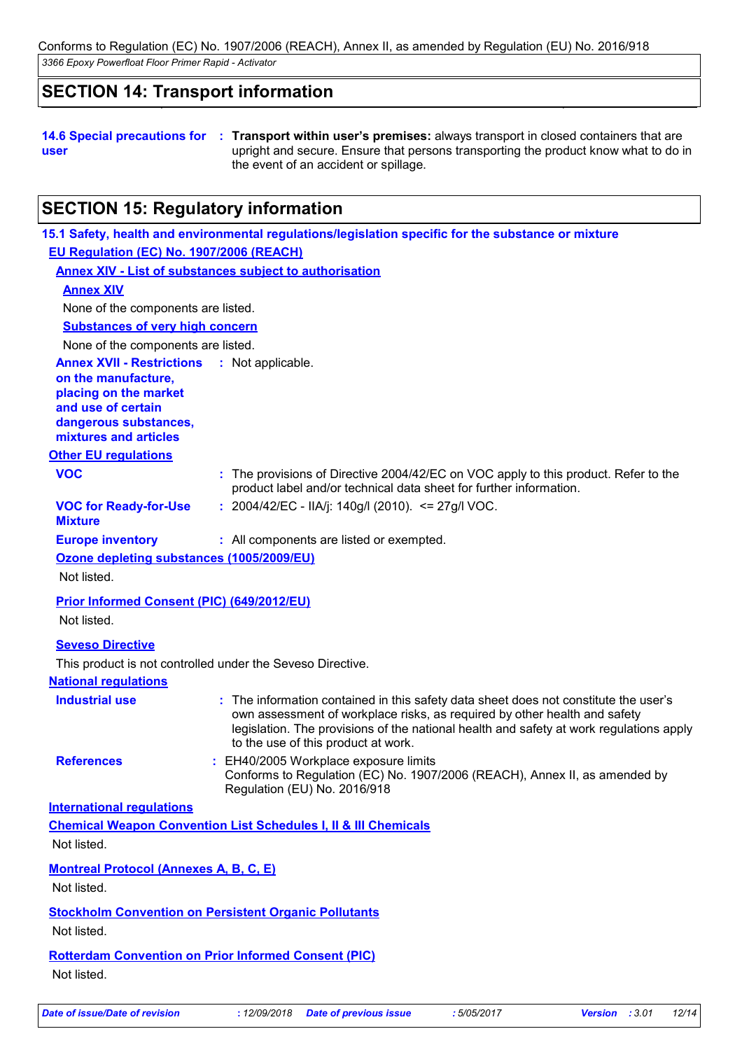## SECTION 14: Transport information

**14.6 Special precautions for user** : **Transport within user's premises:** always transport in closed containers that are upright and secure. Ensure that persons transporting the product know what to do in the event of an accident or spillage.

## SECTION 15: Regulatory information

### 15.1 Safety, health and environmental regulations/legislation specific for the substance or mixture

**EU Regulation (EC) No. 1907/2006 (REACH)**

**Annex XIV - List of substances subject to authorisation**

**Annex XIV**

None of the components are listed.

**Substances of very high concern**

None of the components are listed.

**Annex XVII - Restrictions on the manufacture, placing on the market and use of certain dangerous substances, mixtures and articles** : Not applicable.

**Other EU regulations**

**VOC** : The provisions of Directive 2004/42/EC on VOC apply to this product. Refer to the product label and/or technical data sheet for further information.

**VOC for Ready-for-Use Mixture** : 2004/42/EC - IIA/j: 140g/l (2010). <= 27g/l VOC.

**Europe inventory** : All components are listed or exempted.

**Ozone depleting substances (1005/2009/EU)**

Not listed.

**Prior Informed Consent (PIC) (649/2012/EU)**

Not listed.

**Seveso Directive**

This product is not controlled under the Seveso Directive.

**National regulations**

**Industrial use** : The information contained in this safety data sheet does not constitute the user's own assessment of workplace risks, as required by other health and safety legislation. The provisions of the national health and safety at work regulations apply to the use of this product at work.

**References** : EH40/2005 Workplace exposure limits
Conforms to Regulation (EC) No. 1907/2006 (REACH), Annex II, as amended by Regulation (EU) No. 2016/918

**International regulations**

**Chemical Weapon Convention List Schedules I, II & III Chemicals**

Not listed.

**Montreal Protocol (Annexes A, B, C, E)**

Not listed.

**Stockholm Convention on Persistent Organic Pollutants**

Not listed.

**Rotterdam Convention on Prior Informed Consent (PIC)**

Not listed.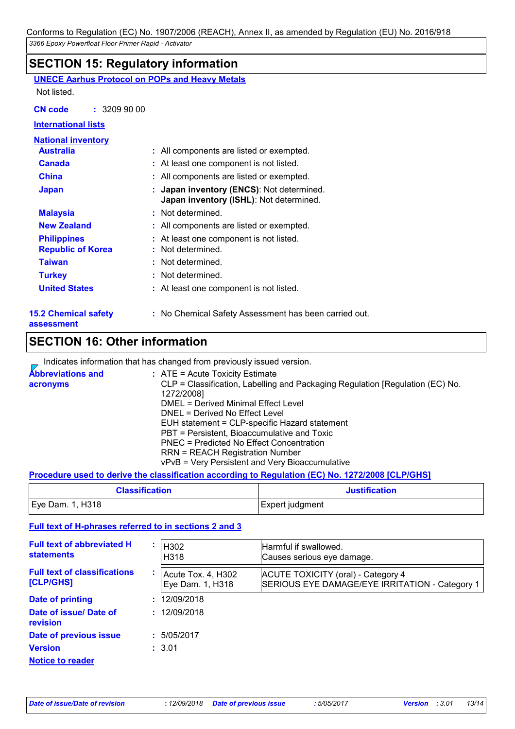## SECTION 15: Regulatory information

**UNECE Aarhus Protocol on POPs and Heavy Metals**

Not listed.

**CN code** : 3209 90 00

**International lists**

**National inventory**

| | |
|---|---|
| **Australia** | : All components are listed or exempted. |
| **Canada** | : At least one component is not listed. |
| **China** | : All components are listed or exempted. |
| **Japan** | : **Japan inventory (ENCS)**: Not determined.<br>**Japan inventory (ISHL)**: Not determined. |
| **Malaysia** | : Not determined. |
| **New Zealand** | : All components are listed or exempted. |
| **Philippines** | : At least one component is not listed. |
| **Republic of Korea** | : Not determined. |
| **Taiwan** | : Not determined. |
| **Turkey** | : Not determined. |
| **United States** | : At least one component is not listed. |

**15.2 Chemical safety assessment** : No Chemical Safety Assessment has been carried out.

## SECTION 16: Other information

Indicates information that has changed from previously issued version.

**Abbreviations and acronyms** :
ATE = Acute Toxicity Estimate
CLP = Classification, Labelling and Packaging Regulation [Regulation (EC) No. 1272/2008]
DMEL = Derived Minimal Effect Level
DNEL = Derived No Effect Level
EUH statement = CLP-specific Hazard statement
PBT = Persistent, Bioaccumulative and Toxic
PNEC = Predicted No Effect Concentration
RRN = REACH Registration Number
vPvB = Very Persistent and Very Bioaccumulative

**Procedure used to derive the classification according to Regulation (EC) No. 1272/2008 [CLP/GHS]**

| Classification | Justification |
|---|---|
| Eye Dam. 1, H318 | Expert judgment |

**Full text of H-phrases referred to in sections 2 and 3**

**Full text of abbreviated H statements** :

| | |
|---|---|
| H302 | Harmful if swallowed. |
| H318 | Causes serious eye damage. |

**Full text of classifications [CLP/GHS]** :

| | |
|---|---|
| Acute Tox. 4, H302 | ACUTE TOXICITY (oral) - Category 4 |
| Eye Dam. 1, H318 | SERIOUS EYE DAMAGE/EYE IRRITATION - Category 1 |

**Date of printing** : 12/09/2018

**Date of issue/ Date of revision** : 12/09/2018

**Date of previous issue** : 5/05/2017

**Version** : 3.01

**Notice to reader**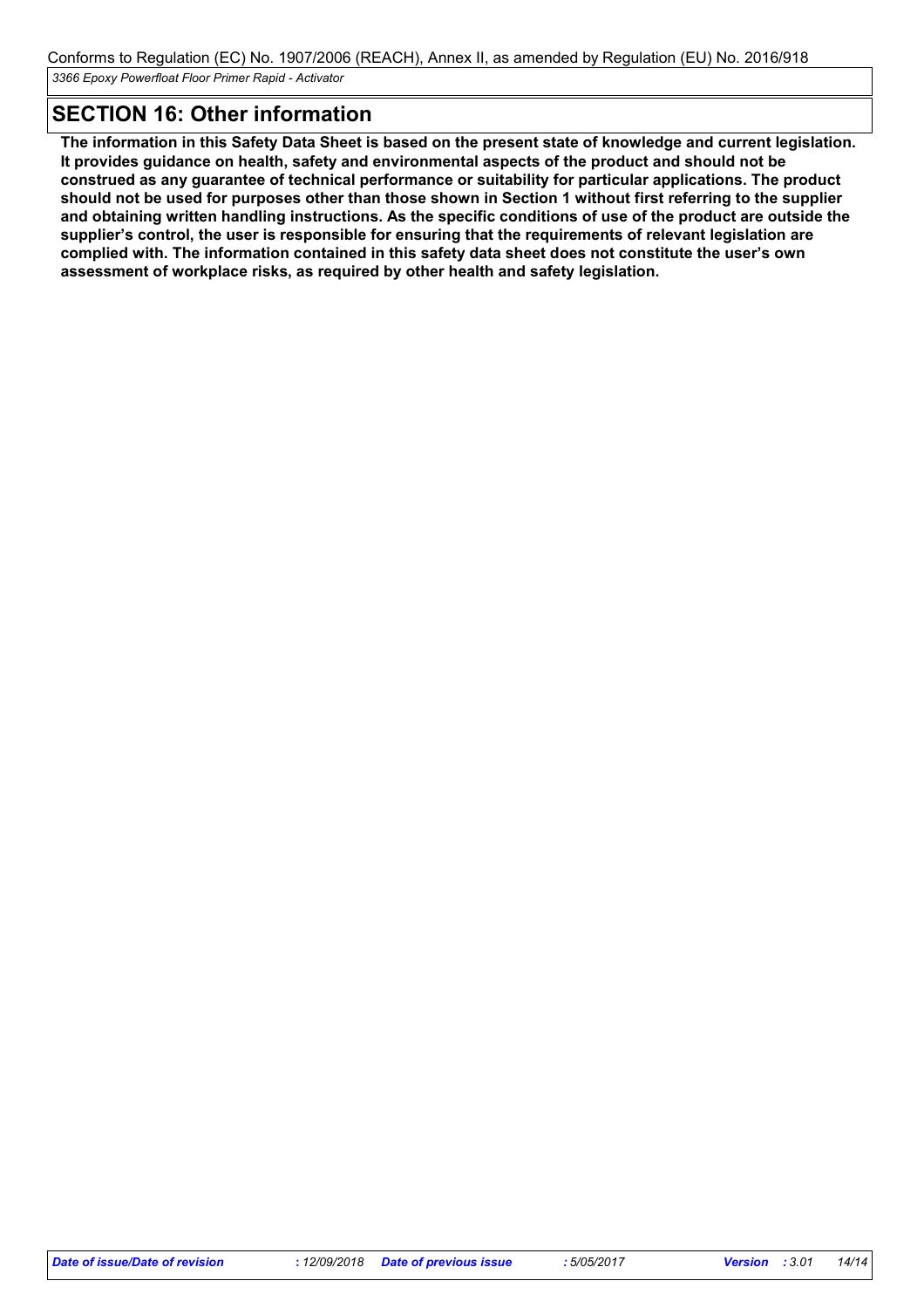## SECTION 16: Other information

**The information in this Safety Data Sheet is based on the present state of knowledge and current legislation. It provides guidance on health, safety and environmental aspects of the product and should not be construed as any guarantee of technical performance or suitability for particular applications. The product should not be used for purposes other than those shown in Section 1 without first referring to the supplier and obtaining written handling instructions. As the specific conditions of use of the product are outside the supplier's control, the user is responsible for ensuring that the requirements of relevant legislation are complied with. The information contained in this safety data sheet does not constitute the user's own assessment of workplace risks, as required by other health and safety legislation.**